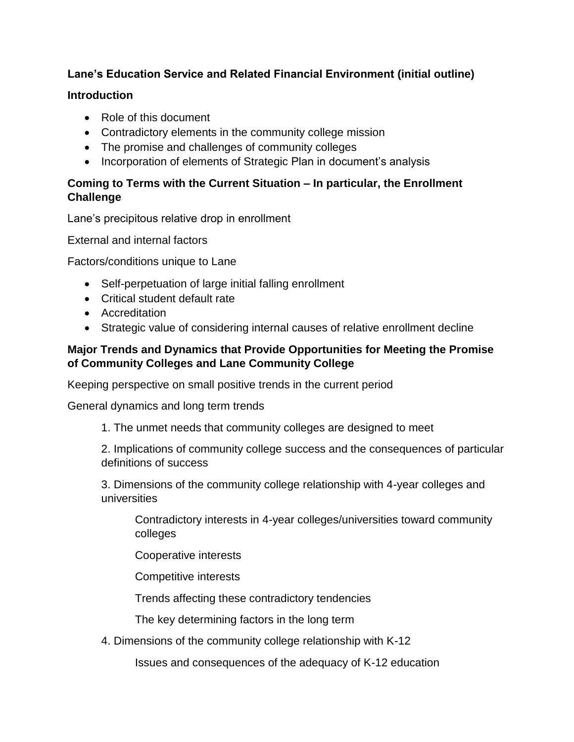# Lane's Education Service and Related Financial Environment (initial outline)

## Introduction

- Role of this document
- Contradictory elements in the community college mission
- The promise and challenges of community colleges
- Incorporation of elements of Strategic Plan in document's analysis

## Coming to Terms with the Current Situation – In particular, the Enrollment Challenge

Lane's precipitous relative drop in enrollment

External and internal factors

Factors/conditions unique to Lane

- Self-perpetuation of large initial falling enrollment
- Critical student default rate
- Accreditation
- Strategic value of considering internal causes of relative enrollment decline

## Major Trends and Dynamics that Provide Opportunities for Meeting the Promise of Community Colleges and Lane Community College

Keeping perspective on small positive trends in the current period

General dynamics and long term trends

1. The unmet needs that community colleges are designed to meet
2. Implications of community college success and the consequences of particular definitions of success
3. Dimensions of the community college relationship with 4-year colleges and universities

    Contradictory interests in 4-year colleges/universities toward community colleges

    Cooperative interests

    Competitive interests

    Trends affecting these contradictory tendencies

    The key determining factors in the long term

4. Dimensions of the community college relationship with K-12

    Issues and consequences of the adequacy of K-12 education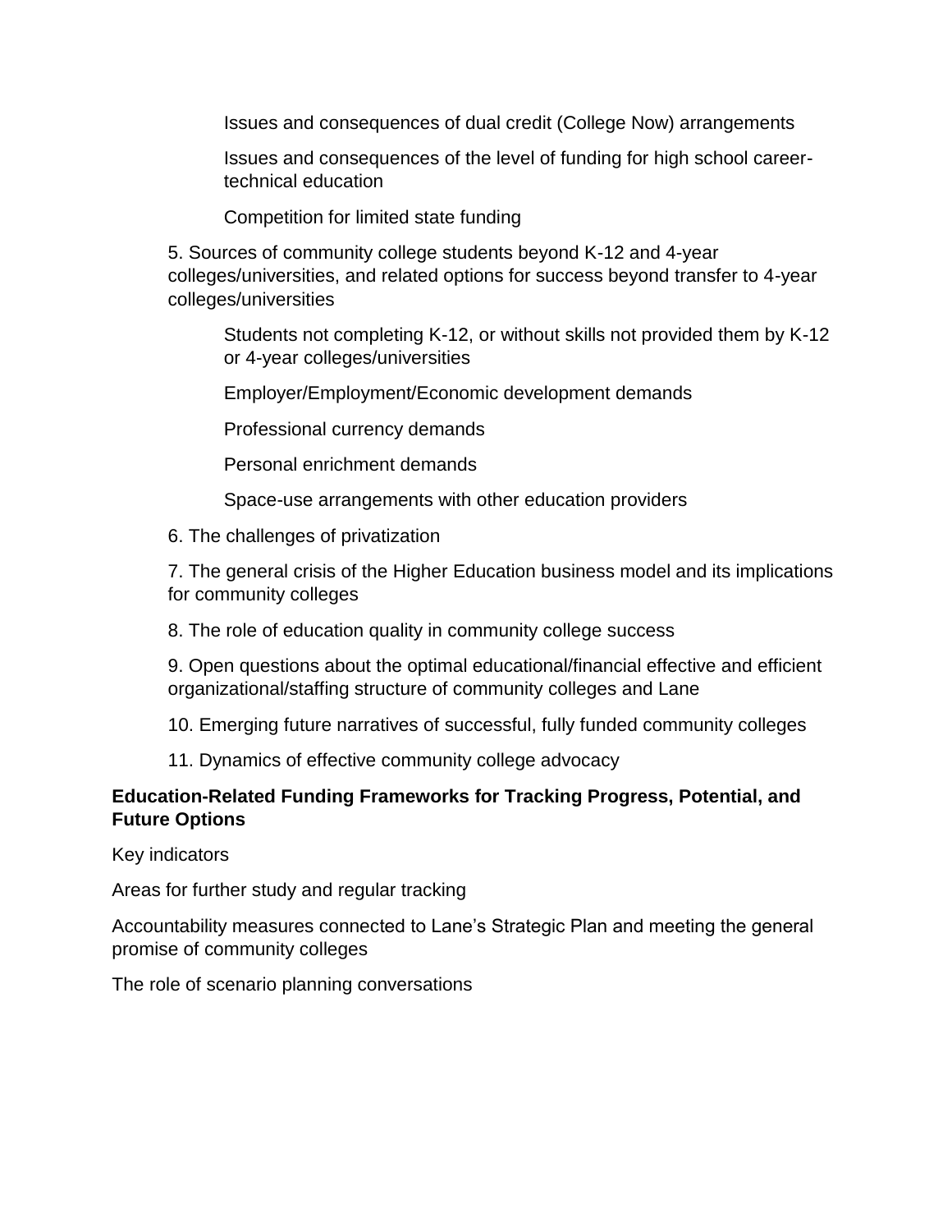- Issues and consequences of dual credit (College Now) arrangements
- Issues and consequences of the level of funding for high school career-technical education
- Competition for limited state funding

5. Sources of community college students beyond K-12 and 4-year colleges/universities, and related options for success beyond transfer to 4-year colleges/universities

    - Students not completing K-12, or without skills not provided them by K-12 or 4-year colleges/universities
    - Employer/Employment/Economic development demands
    - Professional currency demands
    - Personal enrichment demands
    - Space-use arrangements with other education providers

6. The challenges of privatization

7. The general crisis of the Higher Education business model and its implications for community colleges

8. The role of education quality in community college success

9. Open questions about the optimal educational/financial effective and efficient organizational/staffing structure of community colleges and Lane

10. Emerging future narratives of successful, fully funded community colleges

11. Dynamics of effective community college advocacy

**Education-Related Funding Frameworks for Tracking Progress, Potential, and Future Options**

Key indicators

Areas for further study and regular tracking

Accountability measures connected to Lane's Strategic Plan and meeting the general promise of community colleges

The role of scenario planning conversations